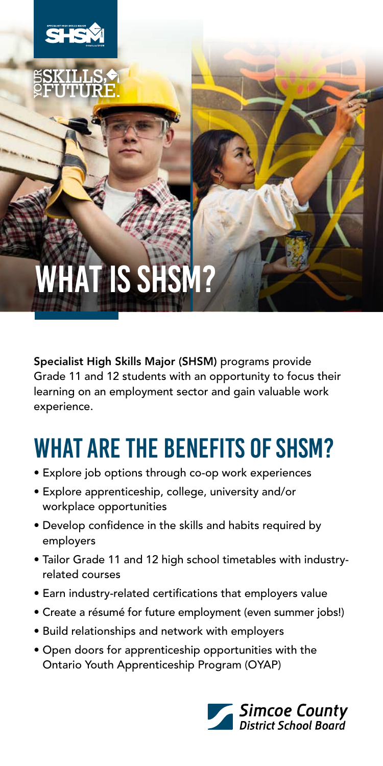SHSM

YOUR SKILLS, YOUR FUTURE.

# WHAT IS SHSM?

**Specialist High Skills Major (SHSM)** programs provide Grade 11 and 12 students with an opportunity to focus their learning on an employment sector and gain valuable work experience.

## WHAT ARE THE BENEFITS OF SHSM?

- Explore job options through co-op work experiences
- Explore apprenticeship, college, university and/or workplace opportunities
- Develop confidence in the skills and habits required by employers
- Tailor Grade 11 and 12 high school timetables with industry-related courses
- Earn industry-related certifications that employers value
- Create a résumé for future employment (even summer jobs!)
- Build relationships and network with employers
- Open doors for apprenticeship opportunities with the Ontario Youth Apprenticeship Program (OYAP)

Simcoe County District School Board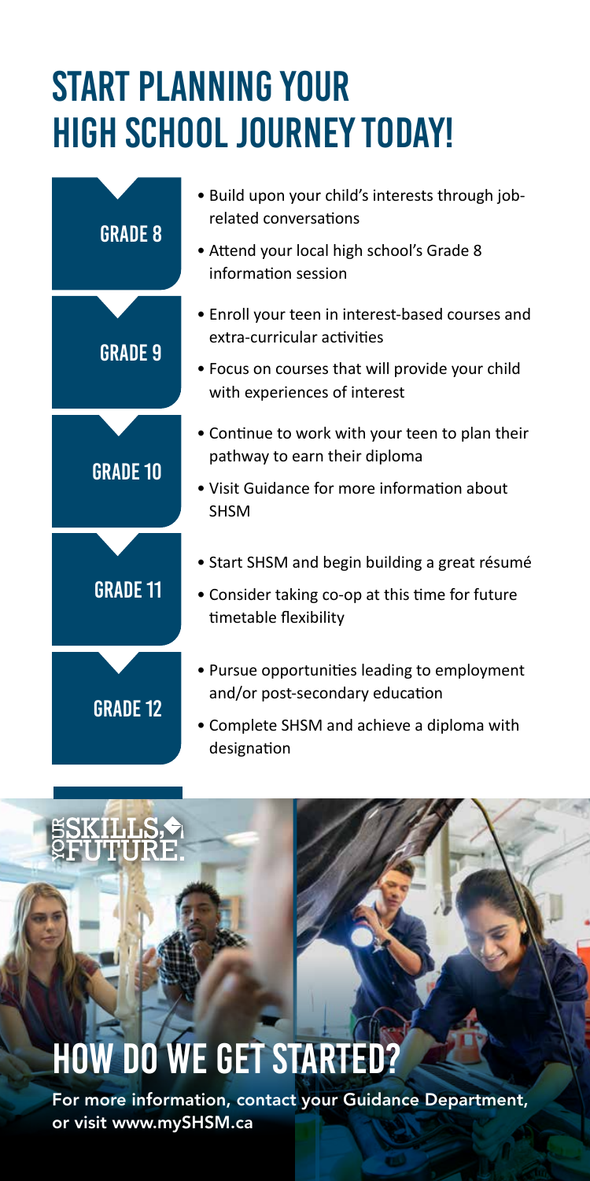# START PLANNING YOUR HIGH SCHOOL JOURNEY TODAY!

## GRADE 8

- Build upon your child's interests through job-related conversations
- Attend your local high school's Grade 8 information session

## GRADE 9

- Enroll your teen in interest-based courses and extra-curricular activities
- Focus on courses that will provide your child with experiences of interest

## GRADE 10

- Continue to work with your teen to plan their pathway to earn their diploma
- Visit Guidance for more information about SHSM

## GRADE 11

- Start SHSM and begin building a great résumé
- Consider taking co-op at this time for future timetable flexibility

## GRADE 12

- Pursue opportunities leading to employment and/or post-secondary education
- Complete SHSM and achieve a diploma with designation

YOUR SKILLS, YOUR FUTURE.

# HOW DO WE GET STARTED?

**For more information, contact your Guidance Department, or visit www.mySHSM.ca**